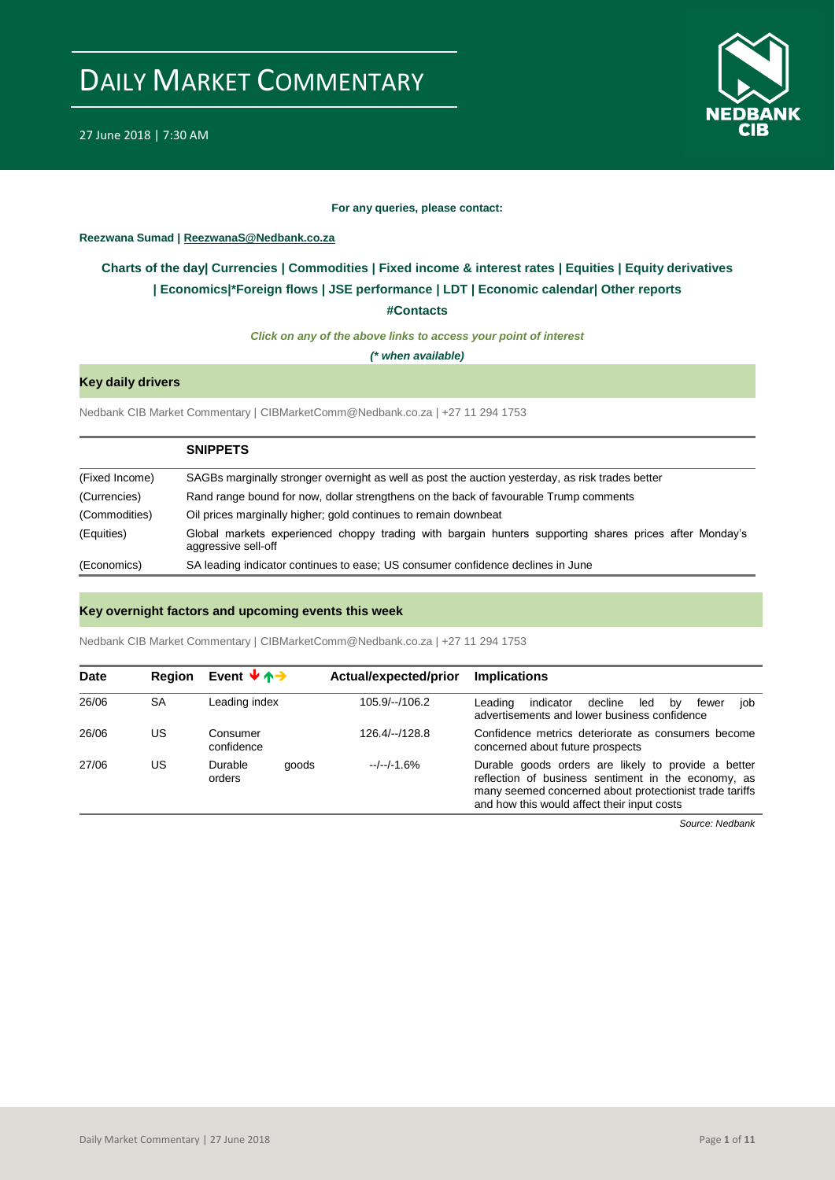# DAILY MARKET COMMENTARY

27 June 2018 | 7:30 AM

**For any queries, please contact:**

**Reezwana Sumad | ReezwanaS@Nedbank.co.za**

**Charts of the day| Currencies | Commodities | Fixed income & interest rates | Equities | Equity derivatives | Economics|*Foreign flows | JSE performance | LDT | Economic calendar| Other reports**

**#Contacts**

***Click on any of the above links to access your point of interest***

***(* when available)***

## Key daily drivers

Nedbank CIB Market Commentary | CIBMarketComm@Nedbank.co.za | +27 11 294 1753

| | **SNIPPETS** |
|---|---|
| (Fixed Income) | SAGBs marginally stronger overnight as well as post the auction yesterday, as risk trades better |
| (Currencies) | Rand range bound for now, dollar strengthens on the back of favourable Trump comments |
| (Commodities) | Oil prices marginally higher; gold continues to remain downbeat |
| (Equities) | Global markets experienced choppy trading with bargain hunters supporting shares prices after Monday's aggressive sell-off |
| (Economics) | SA leading indicator continues to ease; US consumer confidence declines in June |

## Key overnight factors and upcoming events this week

Nedbank CIB Market Commentary | CIBMarketComm@Nedbank.co.za | +27 11 294 1753

| Date | Region | Event ↓↑→ | Actual/expected/prior | Implications |
|---|---|---|---|---|
| 26/06 | SA | Leading index | 105.9/--/106.2 | Leading indicator decline led by fewer job advertisements and lower business confidence |
| 26/06 | US | Consumer confidence | 126.4/--/128.8 | Confidence metrics deteriorate as consumers become concerned about future prospects |
| 27/06 | US | Durable goods orders | --/--/-1.6% | Durable goods orders are likely to provide a better reflection of business sentiment in the economy, as many seemed concerned about protectionist trade tariffs and how this would affect their input costs |

*Source: Nedbank*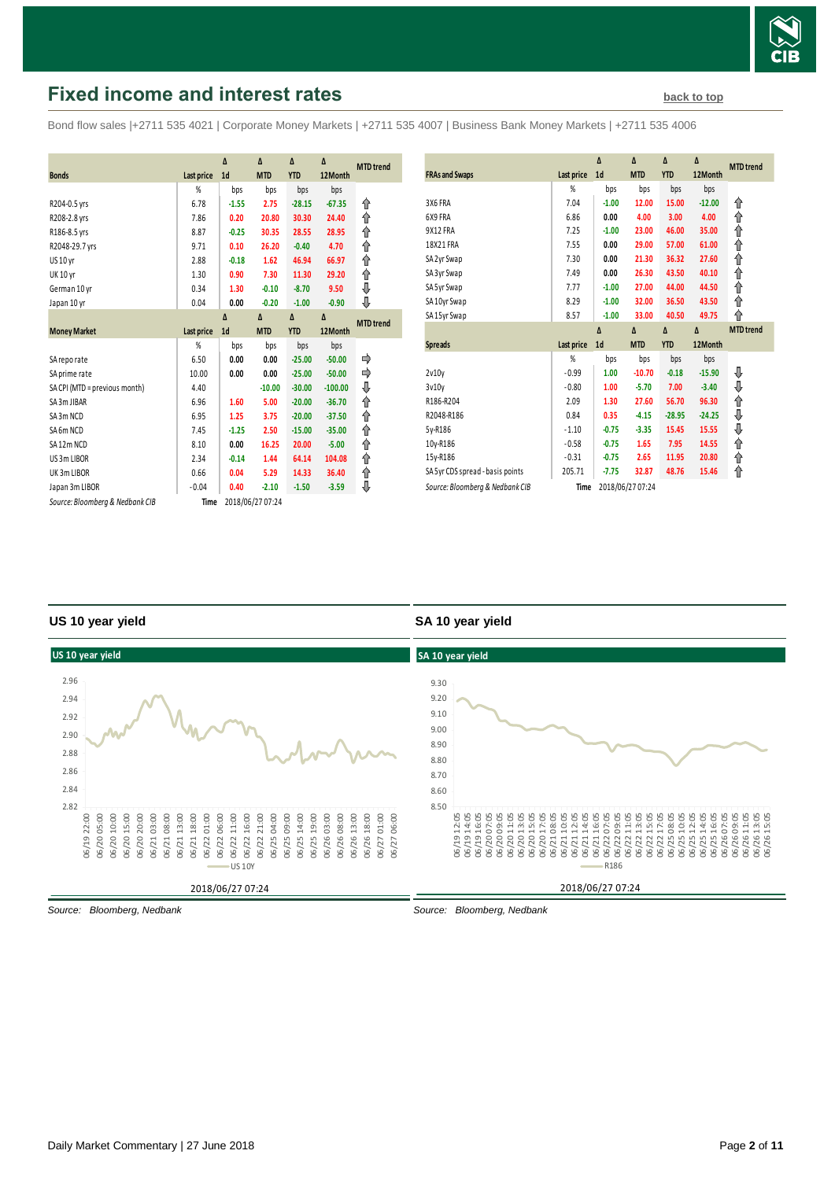# Fixed income and interest rates

back to top

Bond flow sales |+2711 535 4021 | Corporate Money Markets | +2711 535 4007 | Business Bank Money Markets | +2711 535 4006

| Bonds | Last price | Δ 1d | Δ MTD | Δ YTD | Δ 12Month | MTD trend |
|---|---|---|---|---|---|---|
| | % | bps | bps | bps | bps | |
| R204-0.5 yrs | 6.78 | -1.55 | 2.75 | -28.15 | -67.35 | ⇧ |
| R208-2.8 yrs | 7.86 | 0.20 | 20.80 | 30.30 | 24.40 | ⇧ |
| R186-8.5 yrs | 8.87 | -0.25 | 30.35 | 28.55 | 28.95 | ⇧ |
| R2048-29.7 yrs | 9.71 | 0.10 | 26.20 | -0.40 | 4.70 | ⇧ |
| US 10 yr | 2.88 | -0.18 | 1.62 | 46.94 | 66.97 | ⇧ |
| UK 10 yr | 1.30 | 0.90 | 7.30 | 11.30 | 29.20 | ⇧ |
| German 10 yr | 0.34 | 1.30 | -0.10 | -8.70 | 9.50 | ⇩ |
| Japan 10 yr | 0.04 | 0.00 | -0.20 | -1.00 | -0.90 | ⇩ |

| Money Market | Last price | Δ 1d | Δ MTD | Δ YTD | Δ 12Month | MTD trend |
|---|---|---|---|---|---|---|
| | % | bps | bps | bps | bps | |
| SA repo rate | 6.50 | 0.00 | 0.00 | -25.00 | -50.00 | ⇨ |
| SA prime rate | 10.00 | 0.00 | 0.00 | -25.00 | -50.00 | ⇨ |
| SA CPI (MTD = previous month) | 4.40 | | -10.00 | -30.00 | -100.00 | ⇩ |
| SA 3m JIBAR | 6.96 | 1.60 | 5.00 | -20.00 | -36.70 | ⇧ |
| SA 3m NCD | 6.95 | 1.25 | 3.75 | -20.00 | -37.50 | ⇧ |
| SA 6m NCD | 7.45 | -1.25 | 2.50 | -15.00 | -35.00 | ⇧ |
| SA 12m NCD | 8.10 | 0.00 | 16.25 | 20.00 | -5.00 | ⇧ |
| US 3m LIBOR | 2.34 | -0.14 | 1.44 | 64.14 | 104.08 | ⇧ |
| UK 3m LIBOR | 0.66 | 0.04 | 5.29 | 14.33 | 36.40 | ⇧ |
| Japan 3m LIBOR | -0.04 | 0.40 | -2.10 | -1.50 | -3.59 | ⇩ |

*Source: Bloomberg & Nedbank CIB* Time 2018/06/27 07:24

| FRAs and Swaps | Last price | Δ 1d | Δ MTD | Δ YTD | Δ 12Month | MTD trend |
|---|---|---|---|---|---|---|
| | % | bps | bps | bps | bps | |
| 3X6 FRA | 7.04 | -1.00 | 12.00 | 15.00 | -12.00 | ⇧ |
| 6X9 FRA | 6.86 | 0.00 | 4.00 | 3.00 | 4.00 | ⇧ |
| 9X12 FRA | 7.25 | -1.00 | 23.00 | 46.00 | 35.00 | ⇧ |
| 18X21 FRA | 7.55 | 0.00 | 29.00 | 57.00 | 61.00 | ⇧ |
| SA 2yr Swap | 7.30 | 0.00 | 21.30 | 36.32 | 27.60 | ⇧ |
| SA 3yr Swap | 7.49 | 0.00 | 26.30 | 43.50 | 40.10 | ⇧ |
| SA 5yr Swap | 7.77 | -1.00 | 27.00 | 44.00 | 44.50 | ⇧ |
| SA 10yr Swap | 8.29 | -1.00 | 32.00 | 36.50 | 43.50 | ⇧ |
| SA 15yr Swap | 8.57 | -1.00 | 33.00 | 40.50 | 49.75 | ⇧ |

| Spreads | Last price | Δ 1d | Δ MTD | Δ YTD | Δ 12Month | MTD trend |
|---|---|---|---|---|---|---|
| | % | bps | bps | bps | bps | |
| 2v10y | -0.99 | 1.00 | -10.70 | -0.18 | -15.90 | ⇩ |
| 3v10y | -0.80 | 1.00 | -5.70 | 7.00 | -3.40 | ⇩ |
| R186-R204 | 2.09 | 1.30 | 27.60 | 56.70 | 96.30 | ⇧ |
| R2048-R186 | 0.84 | 0.35 | -4.15 | -28.95 | -24.25 | ⇩ |
| 5y-R186 | -1.10 | -0.75 | -3.35 | 15.45 | 15.55 | ⇩ |
| 10y-R186 | -0.58 | -0.75 | 1.65 | 7.95 | 14.55 | ⇧ |
| 15y-R186 | -0.31 | -0.75 | 2.65 | 11.95 | 20.80 | ⇧ |
| SA 5yr CDS spread - basis points | 205.71 | -7.75 | 32.87 | 48.76 | 15.46 | ⇧ |

*Source: Bloomberg & Nedbank CIB* Time 2018/06/27 07:24

## US 10 year yield

*Source: Bloomberg, Nedbank*

## SA 10 year yield

*Source: Bloomberg, Nedbank*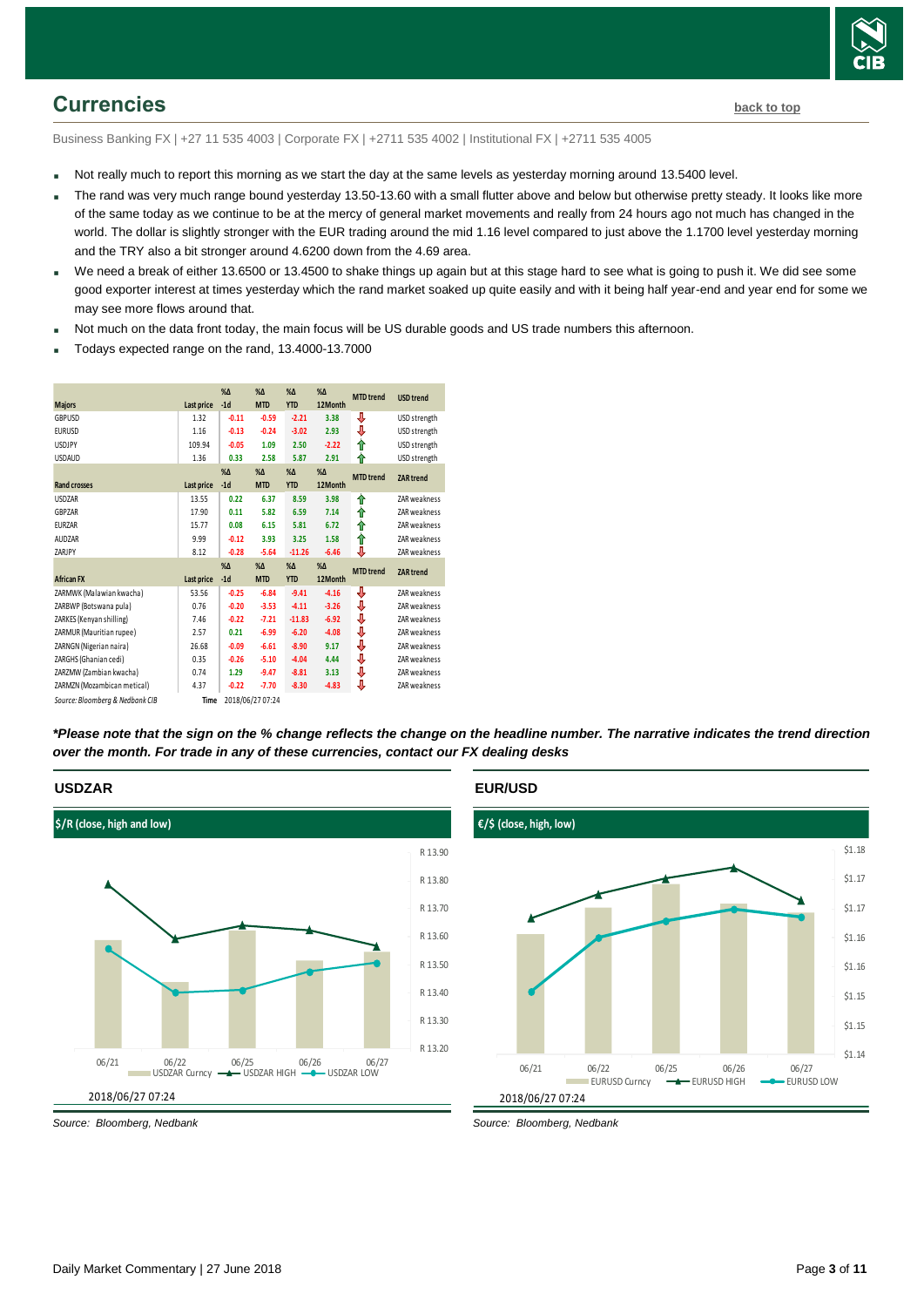## Currencies

back to top

Business Banking FX | +27 11 535 4003 | Corporate FX | +2711 535 4002 | Institutional FX | +2711 535 4005

- Not really much to report this morning as we start the day at the same levels as yesterday morning around 13.5400 level.
- The rand was very much range bound yesterday 13.50-13.60 with a small flutter above and below but otherwise pretty steady. It looks like more of the same today as we continue to be at the mercy of general market movements and really from 24 hours ago not much has changed in the world. The dollar is slightly stronger with the EUR trading around the mid 1.16 level compared to just above the 1.1700 level yesterday morning and the TRY also a bit stronger around 4.6200 down from the 4.69 area.
- We need a break of either 13.6500 or 13.4500 to shake things up again but at this stage hard to see what is going to push it. We did see some good exporter interest at times yesterday which the rand market soaked up quite easily and with it being half year-end and year end for some we may see more flows around that.
- Not much on the data front today, the main focus will be US durable goods and US trade numbers this afternoon.
- Todays expected range on the rand, 13.4000-13.7000

| Majors | Last price | %Δ -1d | %Δ MTD | %Δ YTD | %Δ 12Month | MTD trend | USD trend |
|---|---|---|---|---|---|---|---|
| GBPUSD | 1.32 | -0.11 | -0.59 | -2.21 | 3.38 | ⇩ | USD strength |
| EURUSD | 1.16 | -0.13 | -0.24 | -3.02 | 2.93 | ⇩ | USD strength |
| USDJPY | 109.94 | -0.05 | 1.09 | 2.50 | -2.22 | ⇧ | USD strength |
| USDAUD | 1.36 | 0.33 | 2.58 | 5.87 | 2.91 | ⇧ | USD strength |
| **Rand crosses** | **Last price** | **%Δ -1d** | **%Δ MTD** | **%Δ YTD** | **%Δ 12Month** | **MTD trend** | **ZAR trend** |
| USDZAR | 13.55 | 0.22 | 6.37 | 8.59 | 3.98 | ⇧ | ZAR weakness |
| GBPZAR | 17.90 | 0.11 | 5.82 | 6.59 | 7.14 | ⇧ | ZAR weakness |
| EURZAR | 15.77 | 0.08 | 6.15 | 5.81 | 6.72 | ⇧ | ZAR weakness |
| AUDZAR | 9.99 | -0.12 | 3.93 | 3.25 | 1.58 | ⇧ | ZAR weakness |
| ZARJPY | 8.12 | -0.28 | -5.64 | -11.26 | -6.46 | ⇩ | ZAR weakness |
| **African FX** | **Last price** | **%Δ -1d** | **%Δ MTD** | **%Δ YTD** | **%Δ 12Month** | **MTD trend** | **ZAR trend** |
| ZARMWK (Malawian kwacha) | 53.56 | -0.25 | -6.84 | -9.41 | -4.16 | ⇩ | ZAR weakness |
| ZARBWP (Botswana pula) | 0.76 | -0.20 | -3.53 | -4.11 | -3.26 | ⇩ | ZAR weakness |
| ZARKES (Kenyan shilling) | 7.46 | -0.22 | -7.21 | -11.83 | -6.92 | ⇩ | ZAR weakness |
| ZARMUR (Mauritian rupee) | 2.57 | 0.21 | -6.99 | -6.20 | -4.08 | ⇩ | ZAR weakness |
| ZARNGN (Nigerian naira) | 26.68 | -0.09 | -6.61 | -8.90 | 9.17 | ⇩ | ZAR weakness |
| ZARGHS (Ghanian cedi) | 0.35 | -0.26 | -5.10 | -4.04 | 4.44 | ⇩ | ZAR weakness |
| ZARZMW (Zambian kwacha) | 0.74 | 1.29 | -9.47 | -8.81 | 3.13 | ⇩ | ZAR weakness |
| ZARMZN (Mozambican metical) | 4.37 | -0.22 | -7.70 | -8.30 | -4.83 | ⇩ | ZAR weakness |

Source: Bloomberg & Nedbank CIB    Time 2018/06/27 07:24

***Please note that the sign on the % change reflects the change on the headline number. The narrative indicates the trend direction over the month. For trade in any of these currencies, contact our FX dealing desks***

### USDZAR

$/R (close, high and low)

2018/06/27 07:24

*Source: Bloomberg, Nedbank*

### EUR/USD

€/$ (close, high, low)

2018/06/27 07:24

*Source: Bloomberg, Nedbank*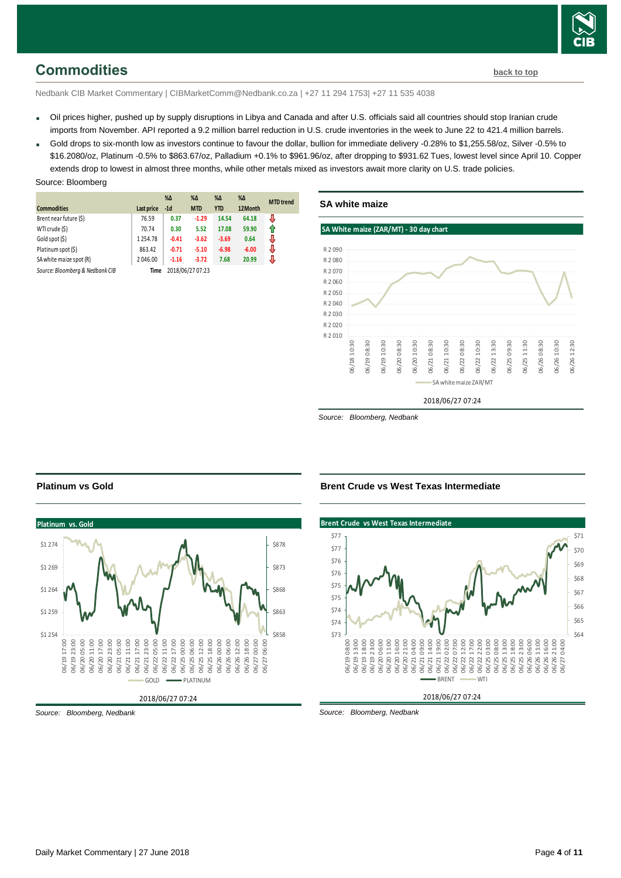## Commodities

back to top

Nedbank CIB Market Commentary | CIBMarketComm@Nedbank.co.za | +27 11 294 1753| +27 11 535 4038

- Oil prices higher, pushed up by supply disruptions in Libya and Canada and after U.S. officials said all countries should stop Iranian crude imports from November. API reported a 9.2 million barrel reduction in U.S. crude inventories in the week to June 22 to 421.4 million barrels.
- Gold drops to six-month low as investors continue to favour the dollar, bullion for immediate delivery -0.28% to $1,255.58/oz, Silver -0.5% to $16.2080/oz, Platinum -0.5% to $863.67/oz, Palladium +0.1% to $961.96/oz, after dropping to $931.62 Tues, lowest level since April 10. Copper extends drop to lowest in almost three months, while other metals mixed as investors await more clarity on U.S. trade policies.

Source: Bloomberg

| Commodities | Last price | %Δ -1d | %Δ MTD | %Δ YTD | %Δ 12Month | MTD trend |
|---|---|---|---|---|---|---|
| Brent near future ($) | 76.59 | 0.37 | -1.29 | 14.54 | 64.18 | ⇩ |
| WTI crude ($) | 70.74 | 0.30 | 5.52 | 17.08 | 59.90 | ⇧ |
| Gold spot ($) | 1 254.78 | -0.41 | -3.62 | -3.69 | 0.64 | ⇩ |
| Platinum spot ($) | 863.42 | -0.71 | -5.10 | -6.98 | -6.00 | ⇩ |
| SA white maize spot (R) | 2 046.00 | -1.16 | -3.72 | 7.68 | 20.99 | ⇩ |

Source: Bloomberg & Nedbank CIB    Time 2018/06/27 07:23

### SA white maize

SA White maize (ZAR/MT) - 30 day chart

2018/06/27 07:24

*Source: Bloomberg, Nedbank*

### Platinum vs Gold

Platinum vs. Gold

2018/06/27 07:24

*Source: Bloomberg, Nedbank*

### Brent Crude vs West Texas Intermediate

Brent Crude vs West Texas Intermediate

2018/06/27 07:24

*Source: Bloomberg, Nedbank*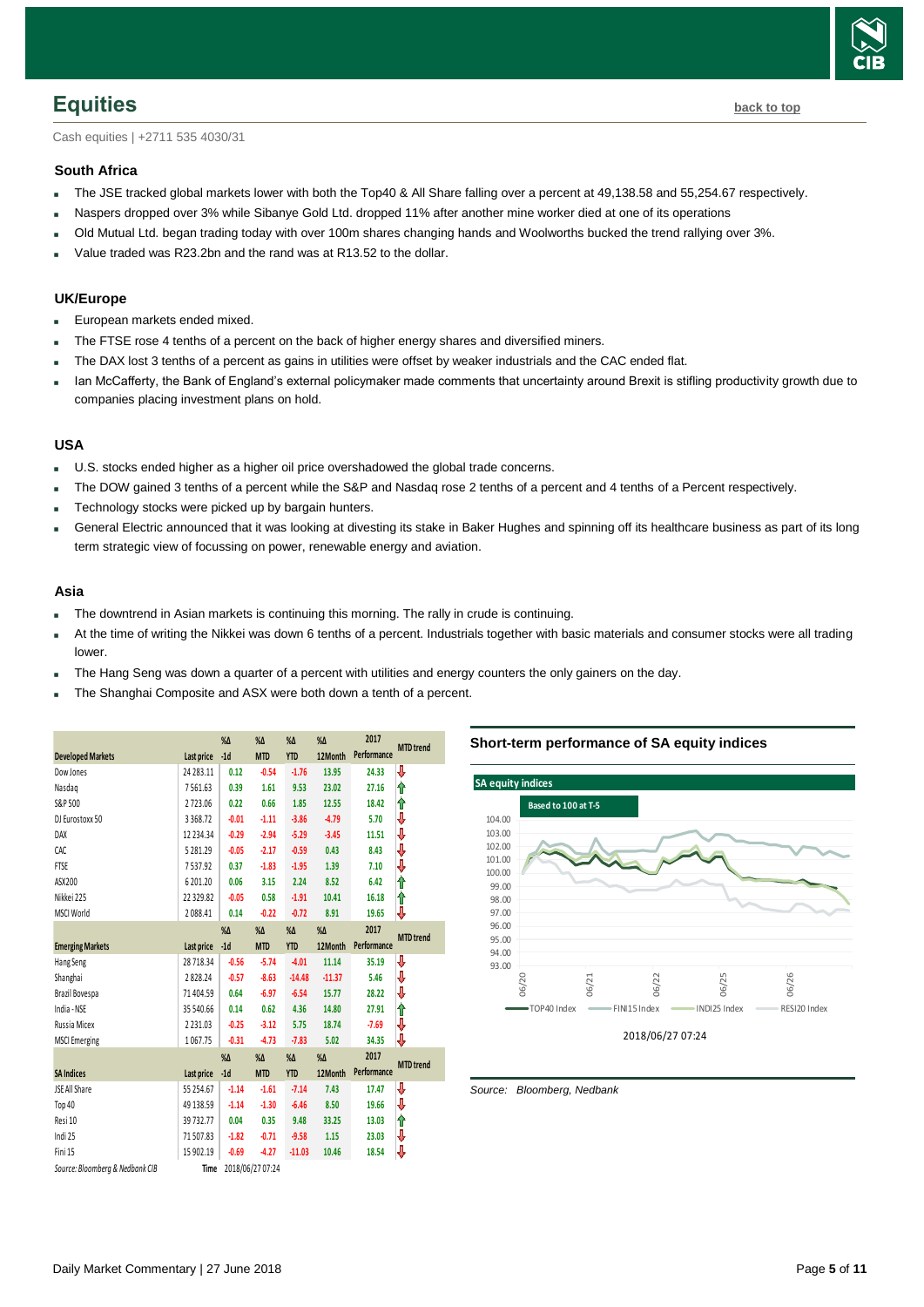## Equities

back to top

Cash equities | +2711 535 4030/31

### South Africa

- The JSE tracked global markets lower with both the Top40 & All Share falling over a percent at 49,138.58 and 55,254.67 respectively.
- Naspers dropped over 3% while Sibanye Gold Ltd. dropped 11% after another mine worker died at one of its operations
- Old Mutual Ltd. began trading today with over 100m shares changing hands and Woolworths bucked the trend rallying over 3%.
- Value traded was R23.2bn and the rand was at R13.52 to the dollar.

### UK/Europe

- European markets ended mixed.
- The FTSE rose 4 tenths of a percent on the back of higher energy shares and diversified miners.
- The DAX lost 3 tenths of a percent as gains in utilities were offset by weaker industrials and the CAC ended flat.
- Ian McCafferty, the Bank of England's external policymaker made comments that uncertainty around Brexit is stifling productivity growth due to companies placing investment plans on hold.

### USA

- U.S. stocks ended higher as a higher oil price overshadowed the global trade concerns.
- The DOW gained 3 tenths of a percent while the S&P and Nasdaq rose 2 tenths of a percent and 4 tenths of a Percent respectively.
- Technology stocks were picked up by bargain hunters.
- General Electric announced that it was looking at divesting its stake in Baker Hughes and spinning off its healthcare business as part of its long term strategic view of focussing on power, renewable energy and aviation.

### Asia

- The downtrend in Asian markets is continuing this morning. The rally in crude is continuing.
- At the time of writing the Nikkei was down 6 tenths of a percent. Industrials together with basic materials and consumer stocks were all trading lower.
- The Hang Seng was down a quarter of a percent with utilities and energy counters the only gainers on the day.
- The Shanghai Composite and ASX were both down a tenth of a percent.

| Developed Markets | Last price | %Δ -1d | %Δ MTD | %Δ YTD | %Δ 12Month | 2017 Performance | MTD trend |
|---|---|---|---|---|---|---|---|
| Dow Jones | 24 283.11 | 0.12 | -0.54 | -1.76 | 13.95 | 24.33 | ⇩ |
| Nasdaq | 7 561.63 | 0.39 | 1.61 | 9.53 | 23.02 | 27.16 | ⇧ |
| S&P 500 | 2 723.06 | 0.22 | 0.66 | 1.85 | 12.55 | 18.42 | ⇧ |
| DJ Eurostoxx 50 | 3 368.72 | -0.01 | -1.11 | -3.86 | -4.79 | 5.70 | ⇩ |
| DAX | 12 234.34 | -0.29 | -2.94 | -5.29 | -3.45 | 11.51 | ⇩ |
| CAC | 5 281.29 | -0.05 | -2.17 | -0.59 | 0.43 | 8.43 | ⇩ |
| FTSE | 7 537.92 | 0.37 | -1.83 | -1.95 | 1.39 | 7.10 | ⇩ |
| ASX200 | 6 201.20 | 0.06 | 3.15 | 2.24 | 8.52 | 6.42 | ⇧ |
| Nikkei 225 | 22 329.82 | -0.05 | 0.58 | -1.91 | 10.41 | 16.18 | ⇧ |
| MSCI World | 2 088.41 | 0.14 | -0.22 | -0.72 | 8.91 | 19.65 | ⇩ |
| **Emerging Markets** | **Last price** | **%Δ -1d** | **%Δ MTD** | **%Δ YTD** | **%Δ 12Month** | **2017 Performance** | **MTD trend** |
| Hang Seng | 28 718.34 | -0.56 | -5.74 | -4.01 | 11.14 | 35.19 | ⇩ |
| Shanghai | 2 828.24 | -0.57 | -8.63 | -14.48 | -11.37 | 5.46 | ⇩ |
| Brazil Bovespa | 71 404.59 | 0.64 | -6.97 | -6.54 | 15.77 | 28.22 | ⇩ |
| India - NSE | 35 540.66 | 0.14 | 0.62 | 4.36 | 14.80 | 27.91 | ⇧ |
| Russia Micex | 2 231.03 | -0.25 | -3.12 | 5.75 | 18.74 | -7.69 | ⇩ |
| MSCI Emerging | 1 067.75 | -0.31 | -4.73 | -7.83 | 5.02 | 34.35 | ⇩ |
| **SA Indices** | **Last price** | **%Δ -1d** | **%Δ MTD** | **%Δ YTD** | **%Δ 12Month** | **2017 Performance** | **MTD trend** |
| JSE All Share | 55 254.67 | -1.14 | -1.61 | -7.14 | 7.43 | 17.47 | ⇩ |
| Top 40 | 49 138.59 | -1.14 | -1.30 | -6.46 | 8.50 | 19.66 | ⇩ |
| Resi 10 | 39 732.77 | 0.04 | 0.35 | 9.48 | 33.25 | 13.03 | ⇧ |
| Indi 25 | 71 507.83 | -1.82 | -0.71 | -9.58 | 1.15 | 23.03 | ⇩ |
| Fini 15 | 15 902.19 | -0.69 | -4.27 | -11.03 | 10.46 | 18.54 | ⇩ |

*Source: Bloomberg & Nedbank CIB* Time 2018/06/27 07:24

**Short-term performance of SA equity indices**

SA equity indices — Based to 100 at T-5 (TOP40 Index, FINI15 Index, INDI25 Index, RESI20 Index) — 2018/06/27 07:24

*Source: Bloomberg, Nedbank*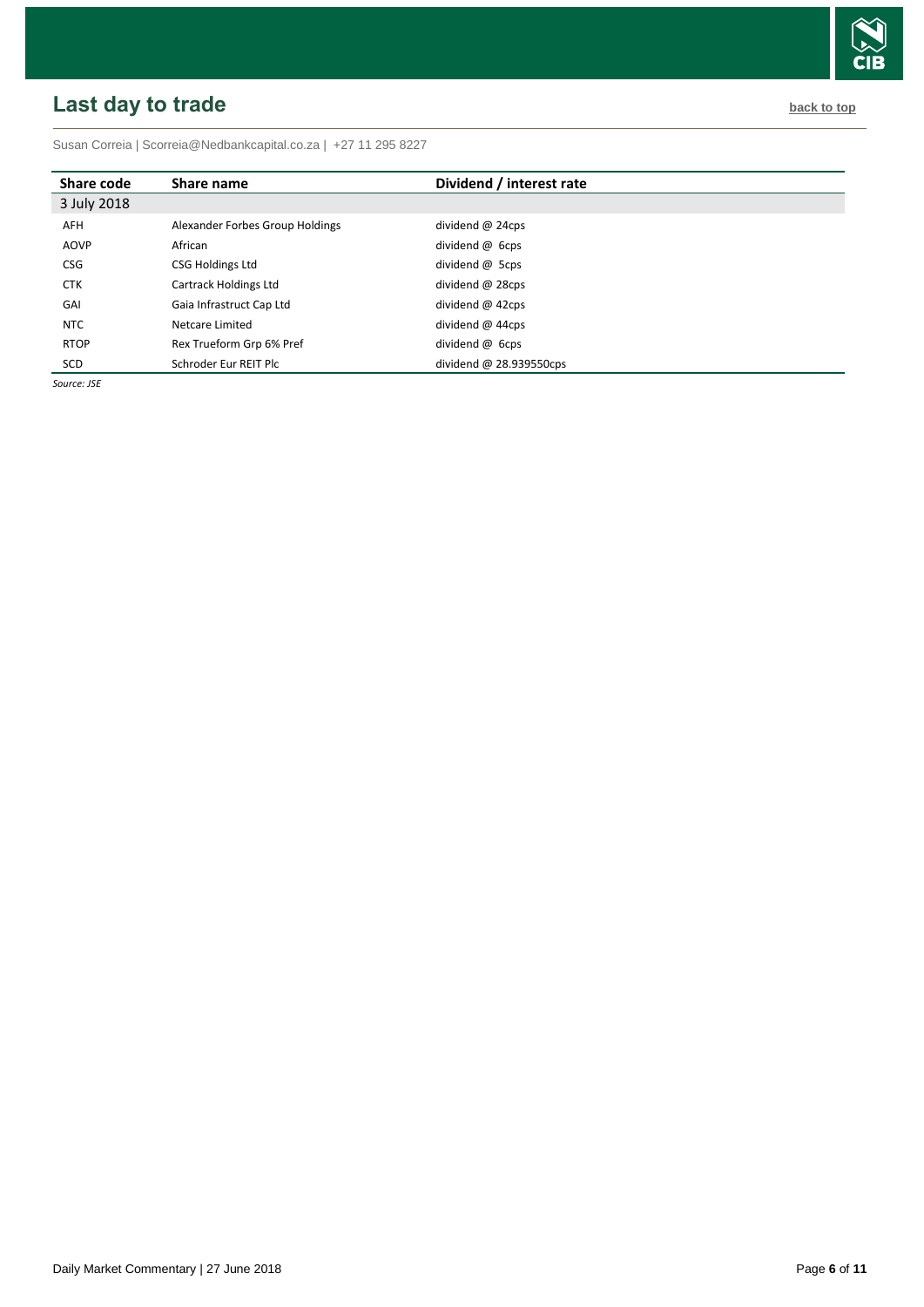## Last day to trade

back to top

Susan Correia | Scorreia@Nedbankcapital.co.za | +27 11 295 8227

| Share code | Share name | Dividend / interest rate |
|---|---|---|
| 3 July 2018 | | |
| AFH | Alexander Forbes Group Holdings | dividend @ 24cps |
| AOVP | African | dividend @ 6cps |
| CSG | CSG Holdings Ltd | dividend @ 5cps |
| CTK | Cartrack Holdings Ltd | dividend @ 28cps |
| GAI | Gaia Infrastruct Cap Ltd | dividend @ 42cps |
| NTC | Netcare Limited | dividend @ 44cps |
| RTOP | Rex Trueform Grp 6% Pref | dividend @ 6cps |
| SCD | Schroder Eur REIT Plc | dividend @ 28.939550cps |

*Source: JSE*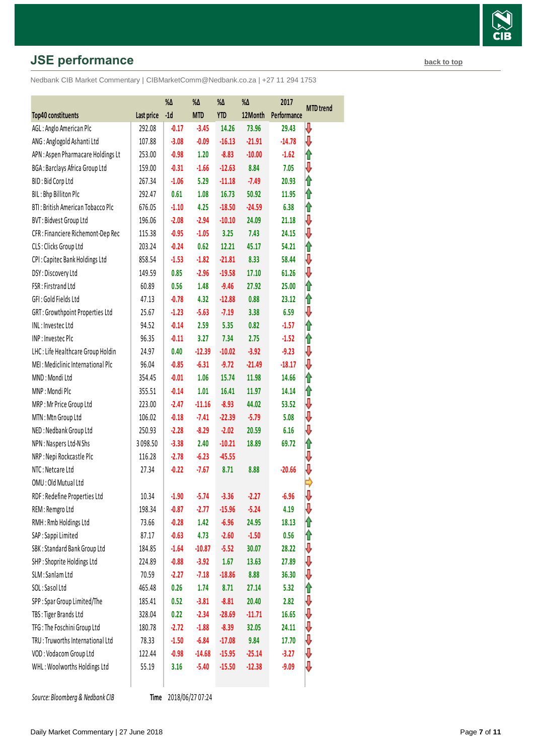## JSE performance

back to top

Nedbank CIB Market Commentary | CIBMarketComm@Nedbank.co.za | +27 11 294 1753

| Top40 constituents | Last price | %Δ -1d | %Δ MTD | %Δ YTD | %Δ 12Month | 2017 Performance | MTD trend |
|---|---|---|---|---|---|---|---|
| AGL : Anglo American Plc | 292.08 | -0.17 | -3.45 | 14.26 | 73.96 | 29.43 | ⇩ |
| ANG : Anglogold Ashanti Ltd | 107.88 | -3.08 | -0.09 | -16.13 | -21.91 | -14.78 | ⇩ |
| APN : Aspen Pharmacare Holdings Lt | 253.00 | -0.98 | 1.20 | -8.83 | -10.00 | -1.62 | ⇧ |
| BGA : Barclays Africa Group Ltd | 159.00 | -0.31 | -1.66 | -12.63 | 8.84 | 7.05 | ⇩ |
| BID : Bid Corp Ltd | 267.34 | -1.06 | 5.29 | -11.18 | -7.49 | 20.93 | ⇧ |
| BIL : Bhp Billiton Plc | 292.47 | 0.61 | 1.08 | 16.73 | 50.92 | 11.95 | ⇧ |
| BTI : British American Tobacco Plc | 676.05 | -1.10 | 4.25 | -18.50 | -24.59 | 6.38 | ⇧ |
| BVT : Bidvest Group Ltd | 196.06 | -2.08 | -2.94 | -10.10 | 24.09 | 21.18 | ⇩ |
| CFR : Financiere Richemont-Dep Rec | 115.38 | -0.95 | -1.05 | 3.25 | 7.43 | 24.15 | ⇩ |
| CLS : Clicks Group Ltd | 203.24 | -0.24 | 0.62 | 12.21 | 45.17 | 54.21 | ⇧ |
| CPI : Capitec Bank Holdings Ltd | 858.54 | -1.53 | -1.82 | -21.81 | 8.33 | 58.44 | ⇩ |
| DSY : Discovery Ltd | 149.59 | 0.85 | -2.96 | -19.58 | 17.10 | 61.26 | ⇩ |
| FSR : Firstrand Ltd | 60.89 | 0.56 | 1.48 | -9.46 | 27.92 | 25.00 | ⇧ |
| GFI : Gold Fields Ltd | 47.13 | -0.78 | 4.32 | -12.88 | 0.88 | 23.12 | ⇧ |
| GRT : Growthpoint Properties Ltd | 25.67 | -1.23 | -5.63 | -7.19 | 3.38 | 6.59 | ⇩ |
| INL : Investec Ltd | 94.52 | -0.14 | 2.59 | 5.35 | 0.82 | -1.57 | ⇧ |
| INP : Investec Plc | 96.35 | -0.11 | 3.27 | 7.34 | 2.75 | -1.52 | ⇧ |
| LHC : Life Healthcare Group Holdin | 24.97 | 0.40 | -12.39 | -10.02 | -3.92 | -9.23 | ⇩ |
| MEI : Mediclinic International Plc | 96.04 | -0.85 | -6.31 | -9.72 | -21.49 | -18.17 | ⇩ |
| MND : Mondi Ltd | 354.45 | -0.01 | 1.06 | 15.74 | 11.98 | 14.66 | ⇧ |
| MNP : Mondi Plc | 355.51 | -0.14 | 1.01 | 16.41 | 11.97 | 14.14 | ⇧ |
| MRP : Mr Price Group Ltd | 223.00 | -2.47 | -11.16 | -8.93 | 44.02 | 53.52 | ⇩ |
| MTN : Mtn Group Ltd | 106.02 | -0.18 | -7.41 | -22.39 | -5.79 | 5.08 | ⇩ |
| NED : Nedbank Group Ltd | 250.93 | -2.28 | -8.29 | -2.02 | 20.59 | 6.16 | ⇩ |
| NPN : Naspers Ltd-N Shs | 3 098.50 | -3.38 | 2.40 | -10.21 | 18.89 | 69.72 | ⇧ |
| NRP : Nepi Rockcastle Plc | 116.28 | -2.78 | -6.23 | -45.55 | | | ⇩ |
| NTC : Netcare Ltd | 27.34 | -0.22 | -7.67 | 8.71 | 8.88 | -20.66 | ⇩ |
| OMU : Old Mutual Ltd | | | | | | | ⇨ |
| RDF : Redefine Properties Ltd | 10.34 | -1.90 | -5.74 | -3.36 | -2.27 | -6.96 | ⇩ |
| REM : Remgro Ltd | 198.34 | -0.87 | -2.77 | -15.96 | -5.24 | 4.19 | ⇩ |
| RMH : Rmb Holdings Ltd | 73.66 | -0.28 | 1.42 | -6.96 | 24.95 | 18.13 | ⇧ |
| SAP : Sappi Limited | 87.17 | -0.63 | 4.73 | -2.60 | -1.50 | 0.56 | ⇧ |
| SBK : Standard Bank Group Ltd | 184.85 | -1.64 | -10.87 | -5.52 | 30.07 | 28.22 | ⇩ |
| SHP : Shoprite Holdings Ltd | 224.89 | -0.88 | -3.92 | 1.67 | 13.63 | 27.89 | ⇩ |
| SLM : Sanlam Ltd | 70.59 | -2.27 | -7.18 | -18.86 | 8.88 | 36.30 | ⇩ |
| SOL : Sasol Ltd | 465.48 | 0.26 | 1.74 | 8.71 | 27.14 | 5.32 | ⇧ |
| SPP : Spar Group Limited/The | 185.41 | 0.52 | -3.81 | -8.81 | 20.40 | 2.82 | ⇩ |
| TBS : Tiger Brands Ltd | 328.04 | 0.22 | -2.34 | -28.69 | -11.71 | 16.65 | ⇩ |
| TFG : The Foschini Group Ltd | 180.78 | -2.72 | -1.88 | -8.39 | 32.05 | 24.11 | ⇩ |
| TRU : Truworths International Ltd | 78.33 | -1.50 | -6.84 | -17.08 | 9.84 | 17.70 | ⇩ |
| VOD : Vodacom Group Ltd | 122.44 | -0.98 | -14.68 | -15.95 | -25.14 | -3.27 | ⇩ |
| WHL : Woolworths Holdings Ltd | 55.19 | 3.16 | -5.40 | -15.50 | -12.38 | -9.09 | ⇩ |

*Source: Bloomberg & Nedbank CIB* **Time** 2018/06/27 07:24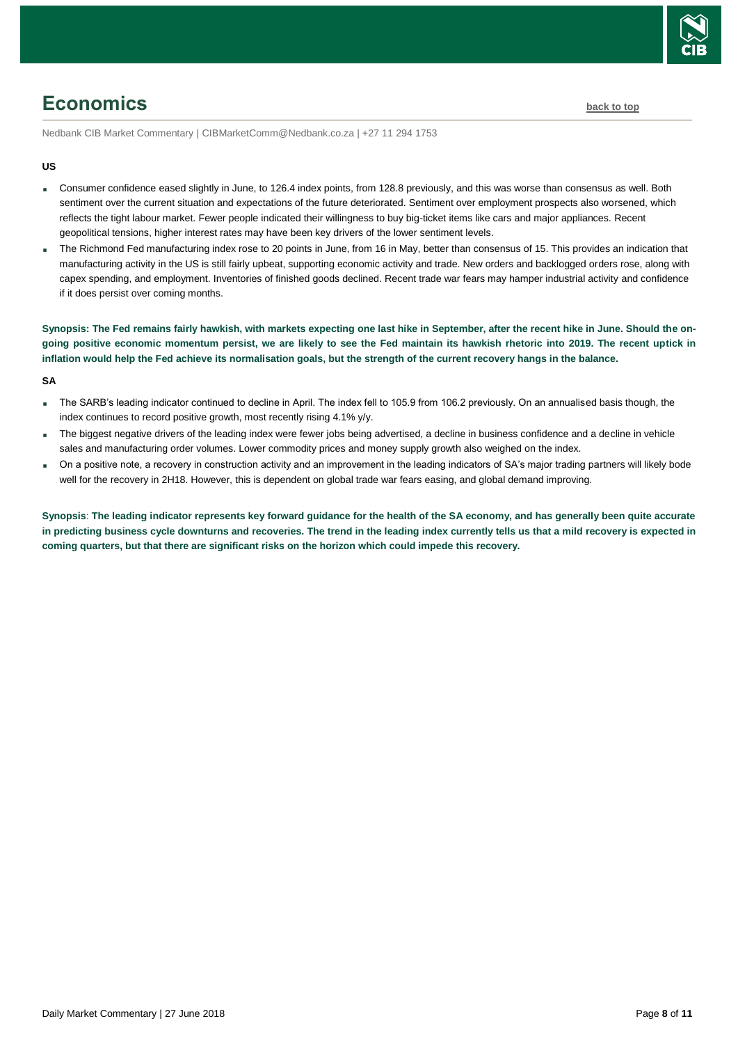# Economics

back to top

Nedbank CIB Market Commentary | CIBMarketComm@Nedbank.co.za | +27 11 294 1753

**US**

- Consumer confidence eased slightly in June, to 126.4 index points, from 128.8 previously, and this was worse than consensus as well. Both sentiment over the current situation and expectations of the future deteriorated. Sentiment over employment prospects also worsened, which reflects the tight labour market. Fewer people indicated their willingness to buy big-ticket items like cars and major appliances. Recent geopolitical tensions, higher interest rates may have been key drivers of the lower sentiment levels.
- The Richmond Fed manufacturing index rose to 20 points in June, from 16 in May, better than consensus of 15. This provides an indication that manufacturing activity in the US is still fairly upbeat, supporting economic activity and trade. New orders and backlogged orders rose, along with capex spending, and employment. Inventories of finished goods declined. Recent trade war fears may hamper industrial activity and confidence if it does persist over coming months.

**Synopsis: The Fed remains fairly hawkish, with markets expecting one last hike in September, after the recent hike in June. Should the on-going positive economic momentum persist, we are likely to see the Fed maintain its hawkish rhetoric into 2019. The recent uptick in inflation would help the Fed achieve its normalisation goals, but the strength of the current recovery hangs in the balance.**

**SA**

- The SARB's leading indicator continued to decline in April. The index fell to 105.9 from 106.2 previously. On an annualised basis though, the index continues to record positive growth, most recently rising 4.1% y/y.
- The biggest negative drivers of the leading index were fewer jobs being advertised, a decline in business confidence and a decline in vehicle sales and manufacturing order volumes. Lower commodity prices and money supply growth also weighed on the index.
- On a positive note, a recovery in construction activity and an improvement in the leading indicators of SA's major trading partners will likely bode well for the recovery in 2H18. However, this is dependent on global trade war fears easing, and global demand improving.

**Synopsis**: **The leading indicator represents key forward guidance for the health of the SA economy, and has generally been quite accurate in predicting business cycle downturns and recoveries. The trend in the leading index currently tells us that a mild recovery is expected in coming quarters, but that there are significant risks on the horizon which could impede this recovery.**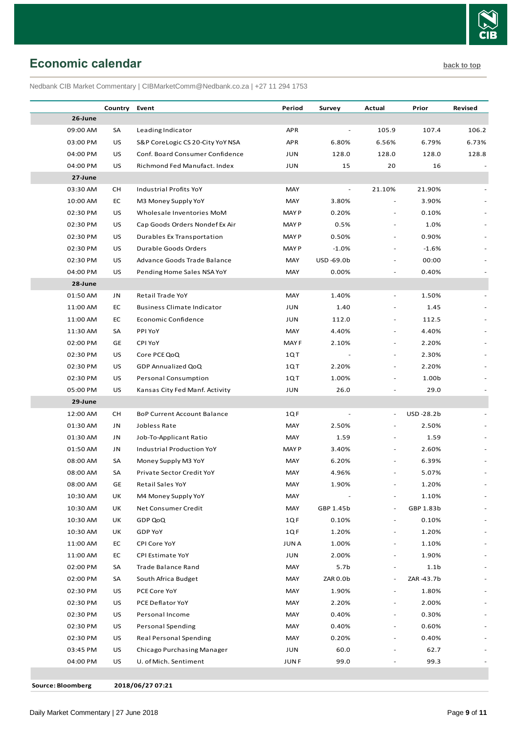## Economic calendar

back to top

Nedbank CIB Market Commentary | CIBMarketComm@Nedbank.co.za | +27 11 294 1753

| | Country | Event | Period | Survey | Actual | Prior | Revised |
|---|---|---|---|---|---|---|---|
| **26-June** | | | | | | | |
| 09:00 AM | SA | Leading Indicator | APR | - | 105.9 | 107.4 | 106.2 |
| 03:00 PM | US | S&P CoreLogic CS 20-City YoY NSA | APR | 6.80% | 6.56% | 6.79% | 6.73% |
| 04:00 PM | US | Conf. Board Consumer Confidence | JUN | 128.0 | 128.0 | 128.0 | 128.8 |
| 04:00 PM | US | Richmond Fed Manufact. Index | JUN | 15 | 20 | 16 | - |
| **27-June** | | | | | | | |
| 03:30 AM | CH | Industrial Profits YoY | MAY | - | 21.10% | 21.90% | - |
| 10:00 AM | EC | M3 Money Supply YoY | MAY | 3.80% | - | 3.90% | - |
| 02:30 PM | US | Wholesale Inventories MoM | MAY P | 0.20% | - | 0.10% | - |
| 02:30 PM | US | Cap Goods Orders Nondef Ex Air | MAY P | 0.5% | - | 1.0% | - |
| 02:30 PM | US | Durables Ex Transportation | MAY P | 0.50% | - | 0.90% | - |
| 02:30 PM | US | Durable Goods Orders | MAY P | -1.0% | - | -1.6% | - |
| 02:30 PM | US | Advance Goods Trade Balance | MAY | USD -69.0b | - | 00:00 | - |
| 04:00 PM | US | Pending Home Sales NSA YoY | MAY | 0.00% | - | 0.40% | - |
| **28-June** | | | | | | | |
| 01:50 AM | JN | Retail Trade YoY | MAY | 1.40% | - | 1.50% | - |
| 11:00 AM | EC | Business Climate Indicator | JUN | 1.40 | - | 1.45 | - |
| 11:00 AM | EC | Economic Confidence | JUN | 112.0 | - | 112.5 | - |
| 11:30 AM | SA | PPI YoY | MAY | 4.40% | - | 4.40% | - |
| 02:00 PM | GE | CPI YoY | MAY F | 2.10% | - | 2.20% | - |
| 02:30 PM | US | Core PCE QoQ | 1Q T | - | - | 2.30% | - |
| 02:30 PM | US | GDP Annualized QoQ | 1Q T | 2.20% | - | 2.20% | - |
| 02:30 PM | US | Personal Consumption | 1Q T | 1.00% | - | 1.00b | - |
| 05:00 PM | US | Kansas City Fed Manf. Activity | JUN | 26.0 | - | 29.0 | - |
| **29-June** | | | | | | | |
| 12:00 AM | CH | BoP Current Account Balance | 1Q F | - | - | USD -28.2b | - |
| 01:30 AM | JN | Jobless Rate | MAY | 2.50% | - | 2.50% | - |
| 01:30 AM | JN | Job-To-Applicant Ratio | MAY | 1.59 | - | 1.59 | - |
| 01:50 AM | JN | Industrial Production YoY | MAY P | 3.40% | - | 2.60% | - |
| 08:00 AM | SA | Money Supply M3 YoY | MAY | 6.20% | - | 6.39% | - |
| 08:00 AM | SA | Private Sector Credit YoY | MAY | 4.96% | - | 5.07% | - |
| 08:00 AM | GE | Retail Sales YoY | MAY | 1.90% | - | 1.20% | - |
| 10:30 AM | UK | M4 Money Supply YoY | MAY | - | - | 1.10% | - |
| 10:30 AM | UK | Net Consumer Credit | MAY | GBP 1.45b | - | GBP 1.83b | - |
| 10:30 AM | UK | GDP QoQ | 1Q F | 0.10% | - | 0.10% | - |
| 10:30 AM | UK | GDP YoY | 1Q F | 1.20% | - | 1.20% | - |
| 11:00 AM | EC | CPI Core YoY | JUN A | 1.00% | - | 1.10% | - |
| 11:00 AM | EC | CPI Estimate YoY | JUN | 2.00% | - | 1.90% | - |
| 02:00 PM | SA | Trade Balance Rand | MAY | 5.7b | - | 1.1b | - |
| 02:00 PM | SA | South Africa Budget | MAY | ZAR 0.0b | - | ZAR -43.7b | - |
| 02:30 PM | US | PCE Core YoY | MAY | 1.90% | - | 1.80% | - |
| 02:30 PM | US | PCE Deflator YoY | MAY | 2.20% | - | 2.00% | - |
| 02:30 PM | US | Personal Income | MAY | 0.40% | - | 0.30% | - |
| 02:30 PM | US | Personal Spending | MAY | 0.40% | - | 0.60% | - |
| 02:30 PM | US | Real Personal Spending | MAY | 0.20% | - | 0.40% | - |
| 03:45 PM | US | Chicago Purchasing Manager | JUN | 60.0 | - | 62.7 | - |
| 04:00 PM | US | U. of Mich. Sentiment | JUN F | 99.0 | - | 99.3 | - |

**Source: Bloomberg** **2018/06/27 07:21**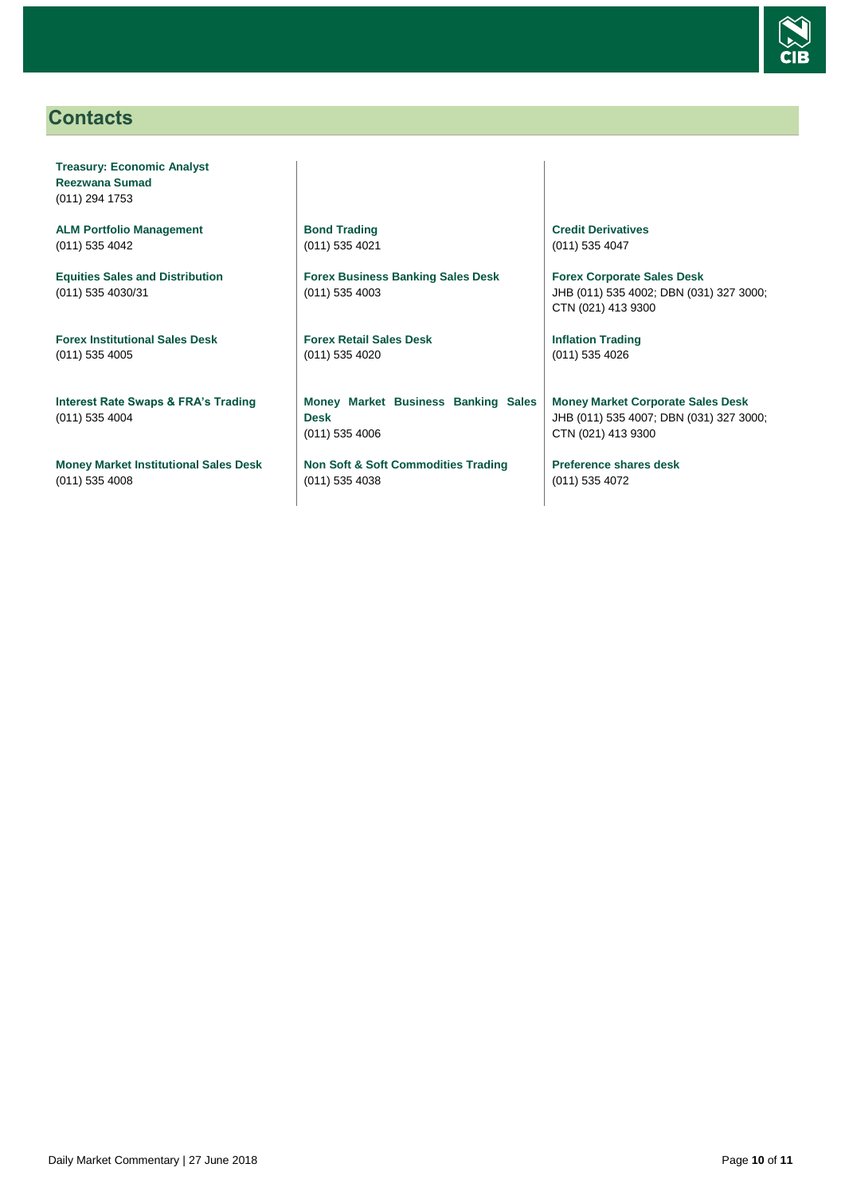## Contacts

**Treasury: Economic Analyst**
**Reezwana Sumad**
(011) 294 1753

**ALM Portfolio Management**
(011) 535 4042

**Equities Sales and Distribution**
(011) 535 4030/31

**Forex Institutional Sales Desk**
(011) 535 4005

**Interest Rate Swaps & FRA's Trading**
(011) 535 4004

**Money Market Institutional Sales Desk**
(011) 535 4008

**Bond Trading**
(011) 535 4021

**Forex Business Banking Sales Desk**
(011) 535 4003

**Forex Retail Sales Desk**
(011) 535 4020

**Money Market Business Banking Sales Desk**
(011) 535 4006

**Non Soft & Soft Commodities Trading**
(011) 535 4038

**Credit Derivatives**
(011) 535 4047

**Forex Corporate Sales Desk**
JHB (011) 535 4002; DBN (031) 327 3000; CTN (021) 413 9300

**Inflation Trading**
(011) 535 4026

**Money Market Corporate Sales Desk**
JHB (011) 535 4007; DBN (031) 327 3000; CTN (021) 413 9300

**Preference shares desk**
(011) 535 4072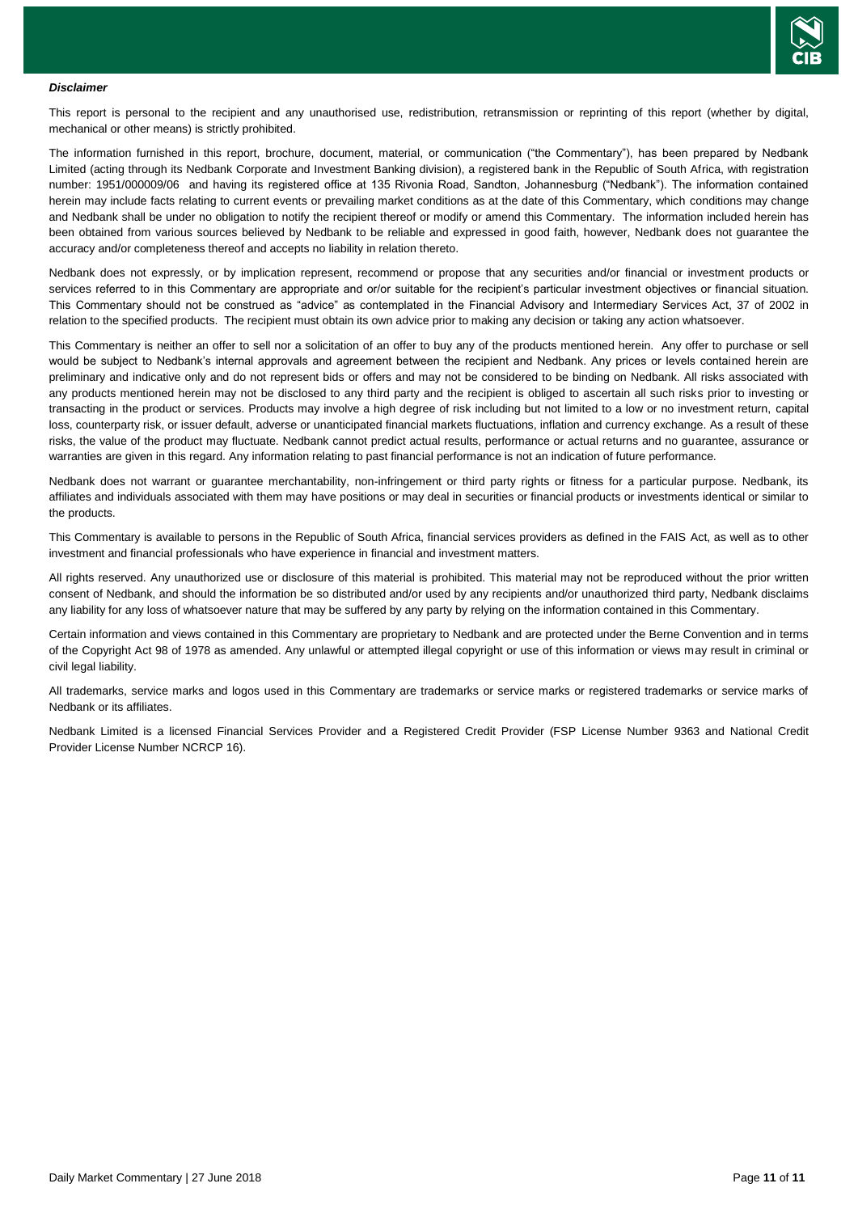***Disclaimer***

This report is personal to the recipient and any unauthorised use, redistribution, retransmission or reprinting of this report (whether by digital, mechanical or other means) is strictly prohibited.

The information furnished in this report, brochure, document, material, or communication ("the Commentary"), has been prepared by Nedbank Limited (acting through its Nedbank Corporate and Investment Banking division), a registered bank in the Republic of South Africa, with registration number: 1951/000009/06 and having its registered office at 135 Rivonia Road, Sandton, Johannesburg ("Nedbank"). The information contained herein may include facts relating to current events or prevailing market conditions as at the date of this Commentary, which conditions may change and Nedbank shall be under no obligation to notify the recipient thereof or modify or amend this Commentary. The information included herein has been obtained from various sources believed by Nedbank to be reliable and expressed in good faith, however, Nedbank does not guarantee the accuracy and/or completeness thereof and accepts no liability in relation thereto.

Nedbank does not expressly, or by implication represent, recommend or propose that any securities and/or financial or investment products or services referred to in this Commentary are appropriate and or/or suitable for the recipient's particular investment objectives or financial situation. This Commentary should not be construed as "advice" as contemplated in the Financial Advisory and Intermediary Services Act, 37 of 2002 in relation to the specified products. The recipient must obtain its own advice prior to making any decision or taking any action whatsoever.

This Commentary is neither an offer to sell nor a solicitation of an offer to buy any of the products mentioned herein. Any offer to purchase or sell would be subject to Nedbank's internal approvals and agreement between the recipient and Nedbank. Any prices or levels contained herein are preliminary and indicative only and do not represent bids or offers and may not be considered to be binding on Nedbank. All risks associated with any products mentioned herein may not be disclosed to any third party and the recipient is obliged to ascertain all such risks prior to investing or transacting in the product or services. Products may involve a high degree of risk including but not limited to a low or no investment return, capital loss, counterparty risk, or issuer default, adverse or unanticipated financial markets fluctuations, inflation and currency exchange. As a result of these risks, the value of the product may fluctuate. Nedbank cannot predict actual results, performance or actual returns and no guarantee, assurance or warranties are given in this regard. Any information relating to past financial performance is not an indication of future performance.

Nedbank does not warrant or guarantee merchantability, non-infringement or third party rights or fitness for a particular purpose. Nedbank, its affiliates and individuals associated with them may have positions or may deal in securities or financial products or investments identical or similar to the products.

This Commentary is available to persons in the Republic of South Africa, financial services providers as defined in the FAIS Act, as well as to other investment and financial professionals who have experience in financial and investment matters.

All rights reserved. Any unauthorized use or disclosure of this material is prohibited. This material may not be reproduced without the prior written consent of Nedbank, and should the information be so distributed and/or used by any recipients and/or unauthorized third party, Nedbank disclaims any liability for any loss of whatsoever nature that may be suffered by any party by relying on the information contained in this Commentary.

Certain information and views contained in this Commentary are proprietary to Nedbank and are protected under the Berne Convention and in terms of the Copyright Act 98 of 1978 as amended. Any unlawful or attempted illegal copyright or use of this information or views may result in criminal or civil legal liability.

All trademarks, service marks and logos used in this Commentary are trademarks or service marks or registered trademarks or service marks of Nedbank or its affiliates.

Nedbank Limited is a licensed Financial Services Provider and a Registered Credit Provider (FSP License Number 9363 and National Credit Provider License Number NCRCP 16).